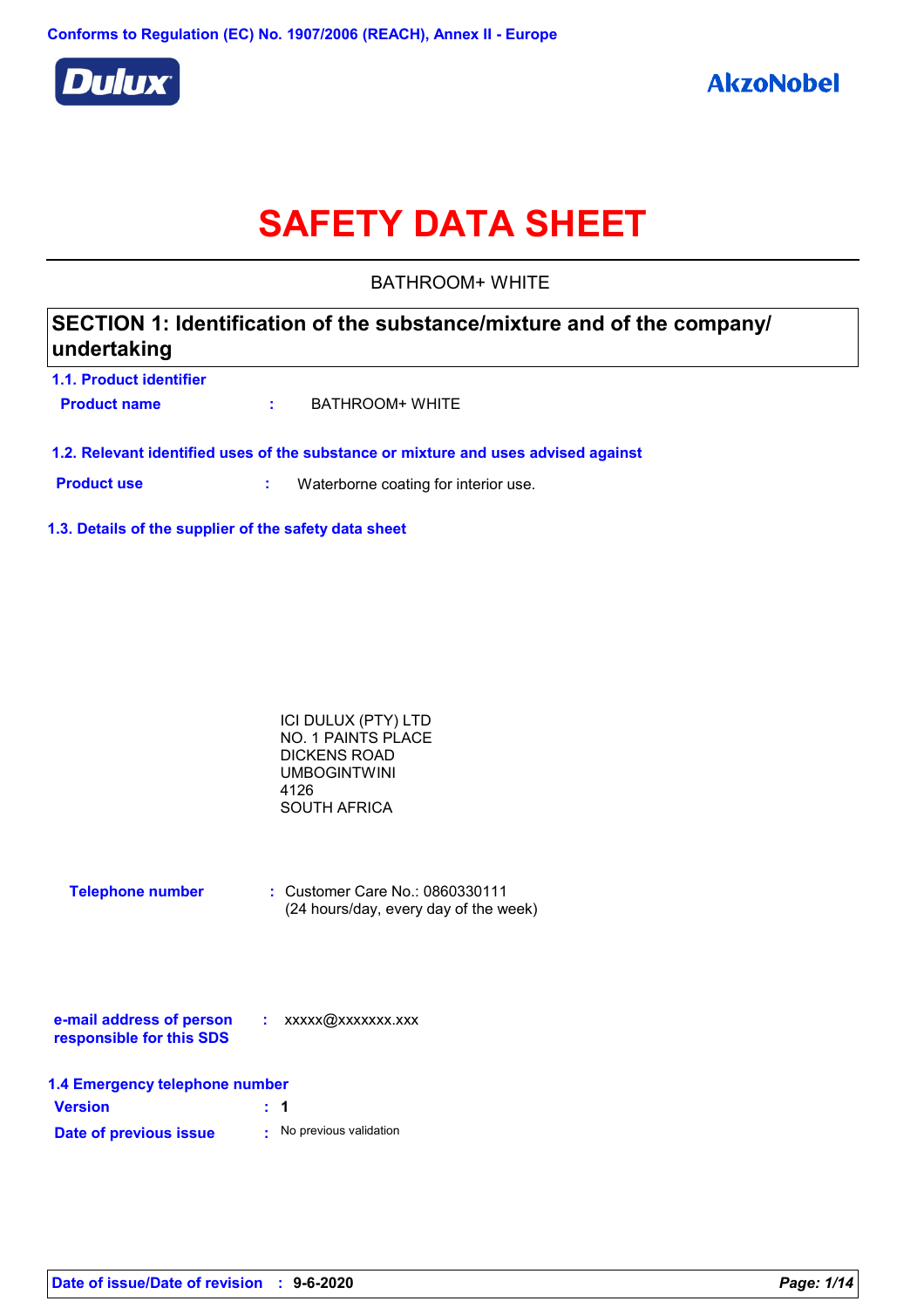Conforms to Regulation (EC) No. 1907/2006 (REACH), Annex II - Europe

Dulux

AkzoNobel

# SAFETY DATA SHEET

BATHROOM+ WHITE

## SECTION 1: Identification of the substance/mixture and of the company/ undertaking

### 1.1. Product identifier

**Product name** : BATHROOM+ WHITE

### 1.2. Relevant identified uses of the substance or mixture and uses advised against

**Product use** : Waterborne coating for interior use.

### 1.3. Details of the supplier of the safety data sheet

ICI DULUX (PTY) LTD
NO. 1 PAINTS PLACE
DICKENS ROAD
UMBOGINTWINI
4126
SOUTH AFRICA

**Telephone number** : Customer Care No.: 0860330111
(24 hours/day, every day of the week)

**e-mail address of person responsible for this SDS** : xxxxx@xxxxxxx.xxx

### 1.4 Emergency telephone number

**Version** : **1**

**Date of previous issue** : No previous validation

**Date of issue/Date of revision** : **9-6-2020**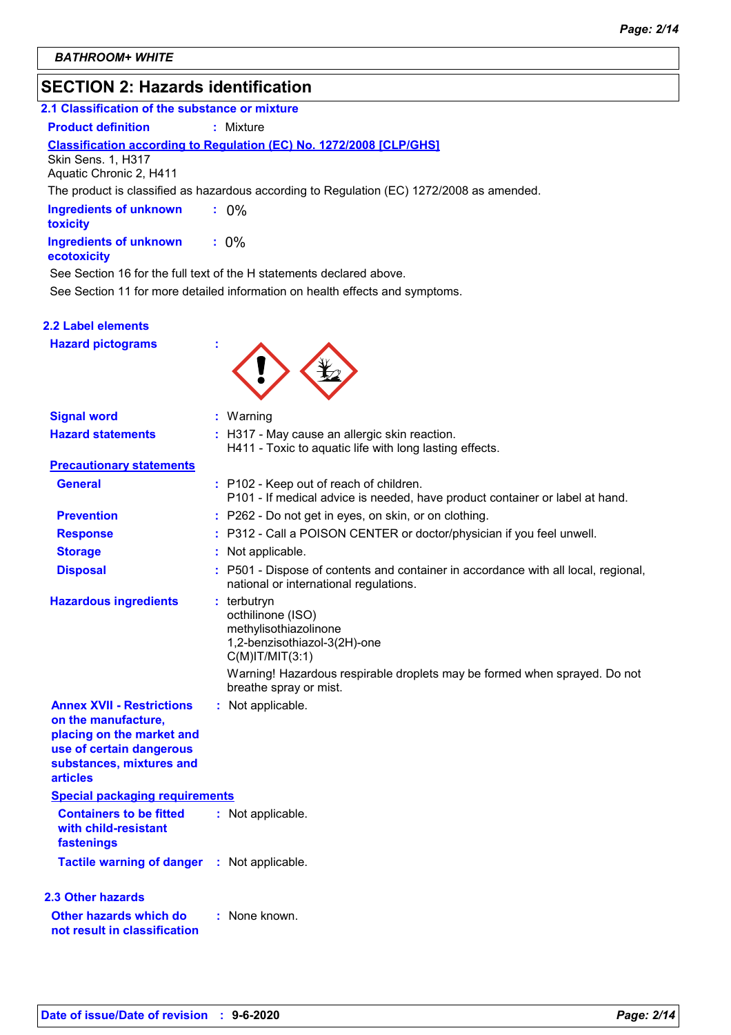BATHROOM+ WHITE

## SECTION 2: Hazards identification

### 2.1 Classification of the substance or mixture

**Product definition** : Mixture

**Classification according to Regulation (EC) No. 1272/2008 [CLP/GHS]**

Skin Sens. 1, H317
Aquatic Chronic 2, H411

The product is classified as hazardous according to Regulation (EC) 1272/2008 as amended.

**Ingredients of unknown toxicity** : 0%

**Ingredients of unknown ecotoxicity** : 0%

See Section 16 for the full text of the H statements declared above.

See Section 11 for more detailed information on health effects and symptoms.

### 2.2 Label elements

**Hazard pictograms** :

**Signal word** : Warning

**Hazard statements** : H317 - May cause an allergic skin reaction.
H411 - Toxic to aquatic life with long lasting effects.

**Precautionary statements**

**General** : P102 - Keep out of reach of children.
P101 - If medical advice is needed, have product container or label at hand.

**Prevention** : P262 - Do not get in eyes, on skin, or on clothing.

**Response** : P312 - Call a POISON CENTER or doctor/physician if you feel unwell.

**Storage** : Not applicable.

**Disposal** : P501 - Dispose of contents and container in accordance with all local, regional, national or international regulations.

**Hazardous ingredients** : terbutryn
octhilinone (ISO)
methylisothiazolinone
1,2-benzisothiazol-3(2H)-one
C(M)IT/MIT(3:1)

Warning! Hazardous respirable droplets may be formed when sprayed. Do not breathe spray or mist.

**Annex XVII - Restrictions on the manufacture, placing on the market and use of certain dangerous substances, mixtures and articles** : Not applicable.

**Special packaging requirements**

**Containers to be fitted with child-resistant fastenings** : Not applicable.

**Tactile warning of danger** : Not applicable.

### 2.3 Other hazards

**Other hazards which do not result in classification** : None known.

**Date of issue/Date of revision** : 9-6-2020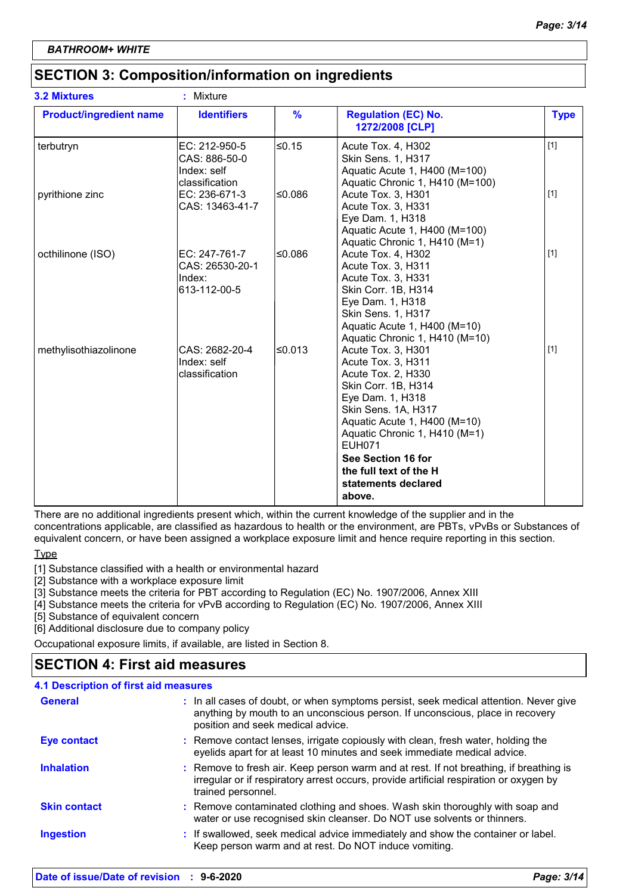**BATHROOM+ WHITE**

## SECTION 3: Composition/information on ingredients

**3.2 Mixtures** : Mixture

| Product/ingredient name | Identifiers | % | Regulation (EC) No. 1272/2008 [CLP] | Type |
|---|---|---|---|---|
| terbutryn | EC: 212-950-5<br>CAS: 886-50-0<br>Index: self classification | ≤0.15 | Acute Tox. 4, H302<br>Skin Sens. 1, H317<br>Aquatic Acute 1, H400 (M=100)<br>Aquatic Chronic 1, H410 (M=100) | [1] |
| pyrithione zinc | EC: 236-671-3<br>CAS: 13463-41-7 | ≤0.086 | Acute Tox. 3, H301<br>Acute Tox. 3, H331<br>Eye Dam. 1, H318<br>Aquatic Acute 1, H400 (M=100)<br>Aquatic Chronic 1, H410 (M=1) | [1] |
| octhilinone (ISO) | EC: 247-761-7<br>CAS: 26530-20-1<br>Index: 613-112-00-5 | ≤0.086 | Acute Tox. 4, H302<br>Acute Tox. 3, H311<br>Acute Tox. 3, H331<br>Skin Corr. 1B, H314<br>Eye Dam. 1, H318<br>Skin Sens. 1, H317<br>Aquatic Acute 1, H400 (M=10)<br>Aquatic Chronic 1, H410 (M=10) | [1] |
| methylisothiazolinone | CAS: 2682-20-4<br>Index: self classification | ≤0.013 | Acute Tox. 3, H301<br>Acute Tox. 3, H311<br>Acute Tox. 2, H330<br>Skin Corr. 1B, H314<br>Eye Dam. 1, H318<br>Skin Sens. 1A, H317<br>Aquatic Acute 1, H400 (M=10)<br>Aquatic Chronic 1, H410 (M=1)<br>EUH071<br>**See Section 16 for the full text of the H statements declared above.** | [1] |

There are no additional ingredients present which, within the current knowledge of the supplier and in the concentrations applicable, are classified as hazardous to health or the environment, are PBTs, vPvBs or Substances of equivalent concern, or have been assigned a workplace exposure limit and hence require reporting in this section.

Type

[1] Substance classified with a health or environmental hazard
[2] Substance with a workplace exposure limit
[3] Substance meets the criteria for PBT according to Regulation (EC) No. 1907/2006, Annex XIII
[4] Substance meets the criteria for vPvB according to Regulation (EC) No. 1907/2006, Annex XIII
[5] Substance of equivalent concern
[6] Additional disclosure due to company policy

Occupational exposure limits, if available, are listed in Section 8.

## SECTION 4: First aid measures

### 4.1 Description of first aid measures

**General** : In all cases of doubt, or when symptoms persist, seek medical attention. Never give anything by mouth to an unconscious person. If unconscious, place in recovery position and seek medical advice.

**Eye contact** : Remove contact lenses, irrigate copiously with clean, fresh water, holding the eyelids apart for at least 10 minutes and seek immediate medical advice.

**Inhalation** : Remove to fresh air. Keep person warm and at rest. If not breathing, if breathing is irregular or if respiratory arrest occurs, provide artificial respiration or oxygen by trained personnel.

**Skin contact** : Remove contaminated clothing and shoes. Wash skin thoroughly with soap and water or use recognised skin cleanser. Do NOT use solvents or thinners.

**Ingestion** : If swallowed, seek medical advice immediately and show the container or label. Keep person warm and at rest. Do NOT induce vomiting.

**Date of issue/Date of revision : 9-6-2020**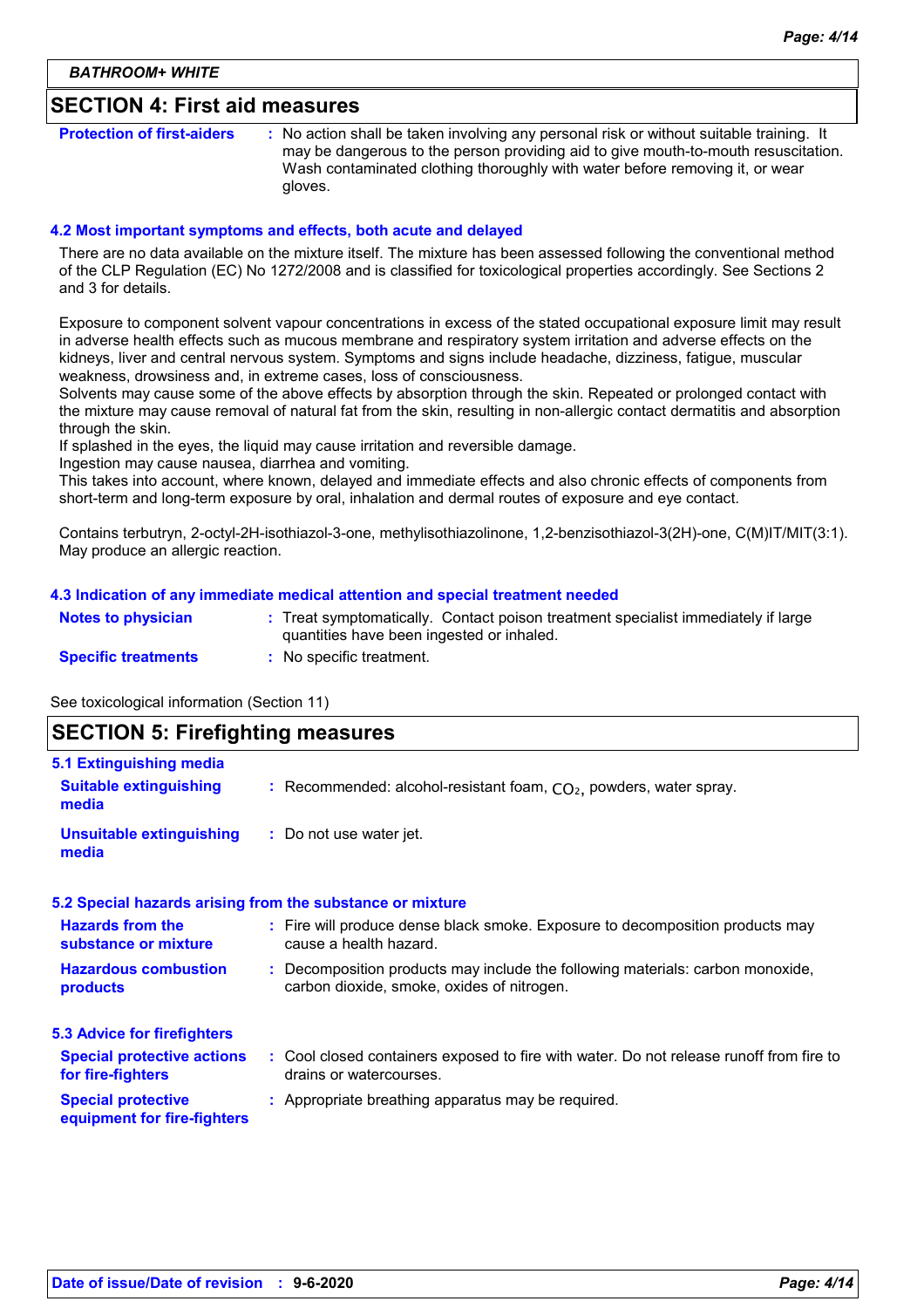## SECTION 4: First aid measures

| | |
|---|---|
| **Protection of first-aiders** | : No action shall be taken involving any personal risk or without suitable training. It may be dangerous to the person providing aid to give mouth-to-mouth resuscitation. Wash contaminated clothing thoroughly with water before removing it, or wear gloves. |

### 4.2 Most important symptoms and effects, both acute and delayed

There are no data available on the mixture itself. The mixture has been assessed following the conventional method of the CLP Regulation (EC) No 1272/2008 and is classified for toxicological properties accordingly. See Sections 2 and 3 for details.

Exposure to component solvent vapour concentrations in excess of the stated occupational exposure limit may result in adverse health effects such as mucous membrane and respiratory system irritation and adverse effects on the kidneys, liver and central nervous system. Symptoms and signs include headache, dizziness, fatigue, muscular weakness, drowsiness and, in extreme cases, loss of consciousness.
Solvents may cause some of the above effects by absorption through the skin. Repeated or prolonged contact with the mixture may cause removal of natural fat from the skin, resulting in non-allergic contact dermatitis and absorption through the skin.
If splashed in the eyes, the liquid may cause irritation and reversible damage.
Ingestion may cause nausea, diarrhea and vomiting.
This takes into account, where known, delayed and immediate effects and also chronic effects of components from short-term and long-term exposure by oral, inhalation and dermal routes of exposure and eye contact.

Contains terbutryn, 2-octyl-2H-isothiazol-3-one, methylisothiazolinone, 1,2-benzisothiazol-3(2H)-one, C(M)IT/MIT(3:1). May produce an allergic reaction.

### 4.3 Indication of any immediate medical attention and special treatment needed

| | |
|---|---|
| **Notes to physician** | : Treat symptomatically. Contact poison treatment specialist immediately if large quantities have been ingested or inhaled. |
| **Specific treatments** | : No specific treatment. |

See toxicological information (Section 11)

## SECTION 5: Firefighting measures

### 5.1 Extinguishing media

| | |
|---|---|
| **Suitable extinguishing media** | : Recommended: alcohol-resistant foam, $CO_2$, powders, water spray. |
| **Unsuitable extinguishing media** | : Do not use water jet. |

### 5.2 Special hazards arising from the substance or mixture

| | |
|---|---|
| **Hazards from the substance or mixture** | : Fire will produce dense black smoke. Exposure to decomposition products may cause a health hazard. |
| **Hazardous combustion products** | : Decomposition products may include the following materials: carbon monoxide, carbon dioxide, smoke, oxides of nitrogen. |

### 5.3 Advice for firefighters

| | |
|---|---|
| **Special protective actions for fire-fighters** | : Cool closed containers exposed to fire with water. Do not release runoff from fire to drains or watercourses. |
| **Special protective equipment for fire-fighters** | : Appropriate breathing apparatus may be required. |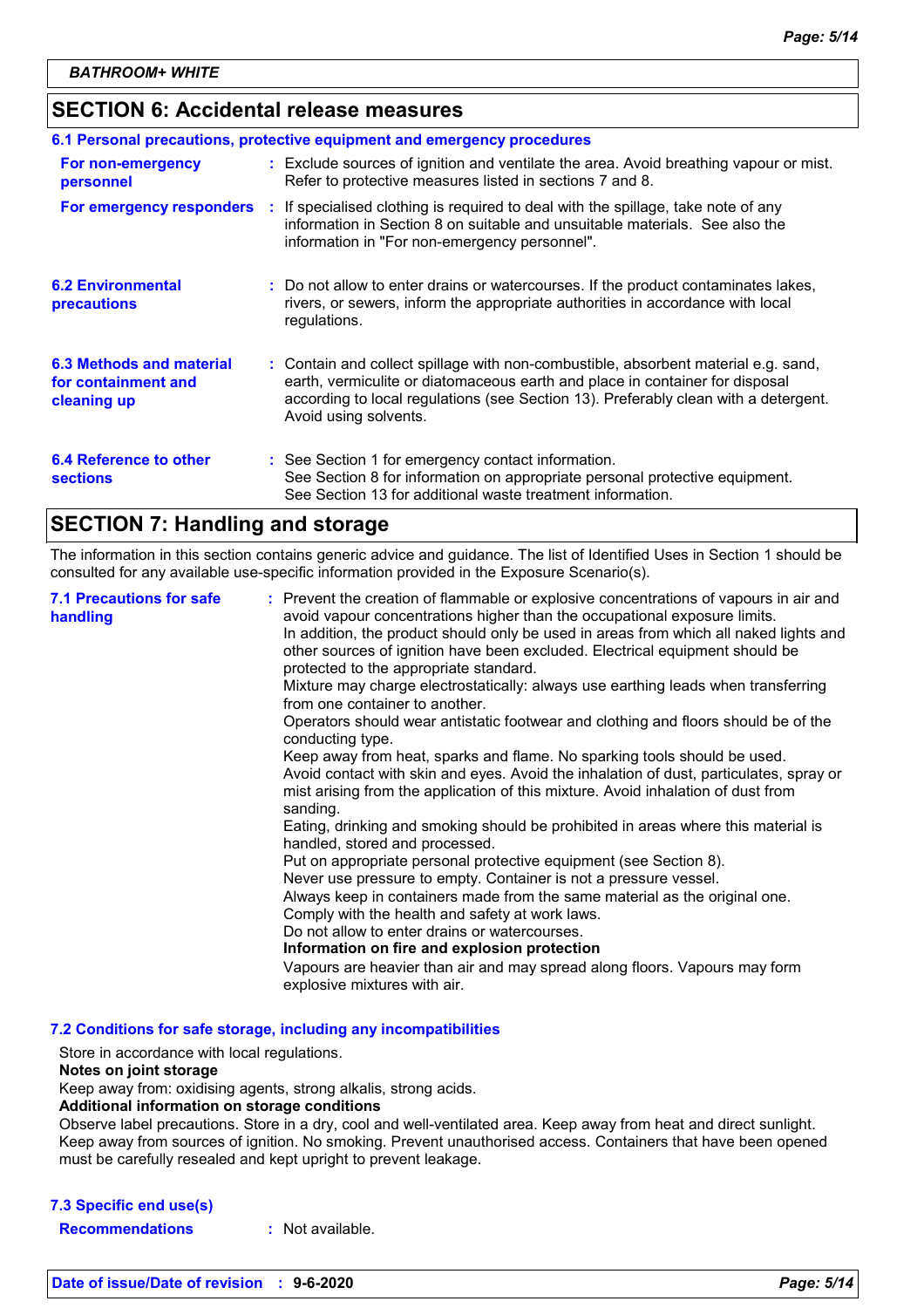## SECTION 6: Accidental release measures

### 6.1 Personal precautions, protective equipment and emergency procedures

**For non-emergency personnel** : Exclude sources of ignition and ventilate the area. Avoid breathing vapour or mist. Refer to protective measures listed in sections 7 and 8.

**For emergency responders** : If specialised clothing is required to deal with the spillage, take note of any information in Section 8 on suitable and unsuitable materials. See also the information in "For non-emergency personnel".

**6.2 Environmental precautions** : Do not allow to enter drains or watercourses. If the product contaminates lakes, rivers, or sewers, inform the appropriate authorities in accordance with local regulations.

**6.3 Methods and material for containment and cleaning up** : Contain and collect spillage with non-combustible, absorbent material e.g. sand, earth, vermiculite or diatomaceous earth and place in container for disposal according to local regulations (see Section 13). Preferably clean with a detergent. Avoid using solvents.

**6.4 Reference to other sections** : See Section 1 for emergency contact information.
See Section 8 for information on appropriate personal protective equipment.
See Section 13 for additional waste treatment information.

## SECTION 7: Handling and storage

The information in this section contains generic advice and guidance. The list of Identified Uses in Section 1 should be consulted for any available use-specific information provided in the Exposure Scenario(s).

**7.1 Precautions for safe handling** : Prevent the creation of flammable or explosive concentrations of vapours in air and avoid vapour concentrations higher than the occupational exposure limits.
In addition, the product should only be used in areas from which all naked lights and other sources of ignition have been excluded. Electrical equipment should be protected to the appropriate standard.
Mixture may charge electrostatically: always use earthing leads when transferring from one container to another.
Operators should wear antistatic footwear and clothing and floors should be of the conducting type.
Keep away from heat, sparks and flame. No sparking tools should be used.
Avoid contact with skin and eyes. Avoid the inhalation of dust, particulates, spray or mist arising from the application of this mixture. Avoid inhalation of dust from sanding.
Eating, drinking and smoking should be prohibited in areas where this material is handled, stored and processed.
Put on appropriate personal protective equipment (see Section 8).
Never use pressure to empty. Container is not a pressure vessel.
Always keep in containers made from the same material as the original one.
Comply with the health and safety at work laws.
Do not allow to enter drains or watercourses.
**Information on fire and explosion protection**
Vapours are heavier than air and may spread along floors. Vapours may form explosive mixtures with air.

### 7.2 Conditions for safe storage, including any incompatibilities

Store in accordance with local regulations.
**Notes on joint storage**
Keep away from: oxidising agents, strong alkalis, strong acids.
**Additional information on storage conditions**
Observe label precautions. Store in a dry, cool and well-ventilated area. Keep away from heat and direct sunlight. Keep away from sources of ignition. No smoking. Prevent unauthorised access. Containers that have been opened must be carefully resealed and kept upright to prevent leakage.

### 7.3 Specific end use(s)

**Recommendations** : Not available.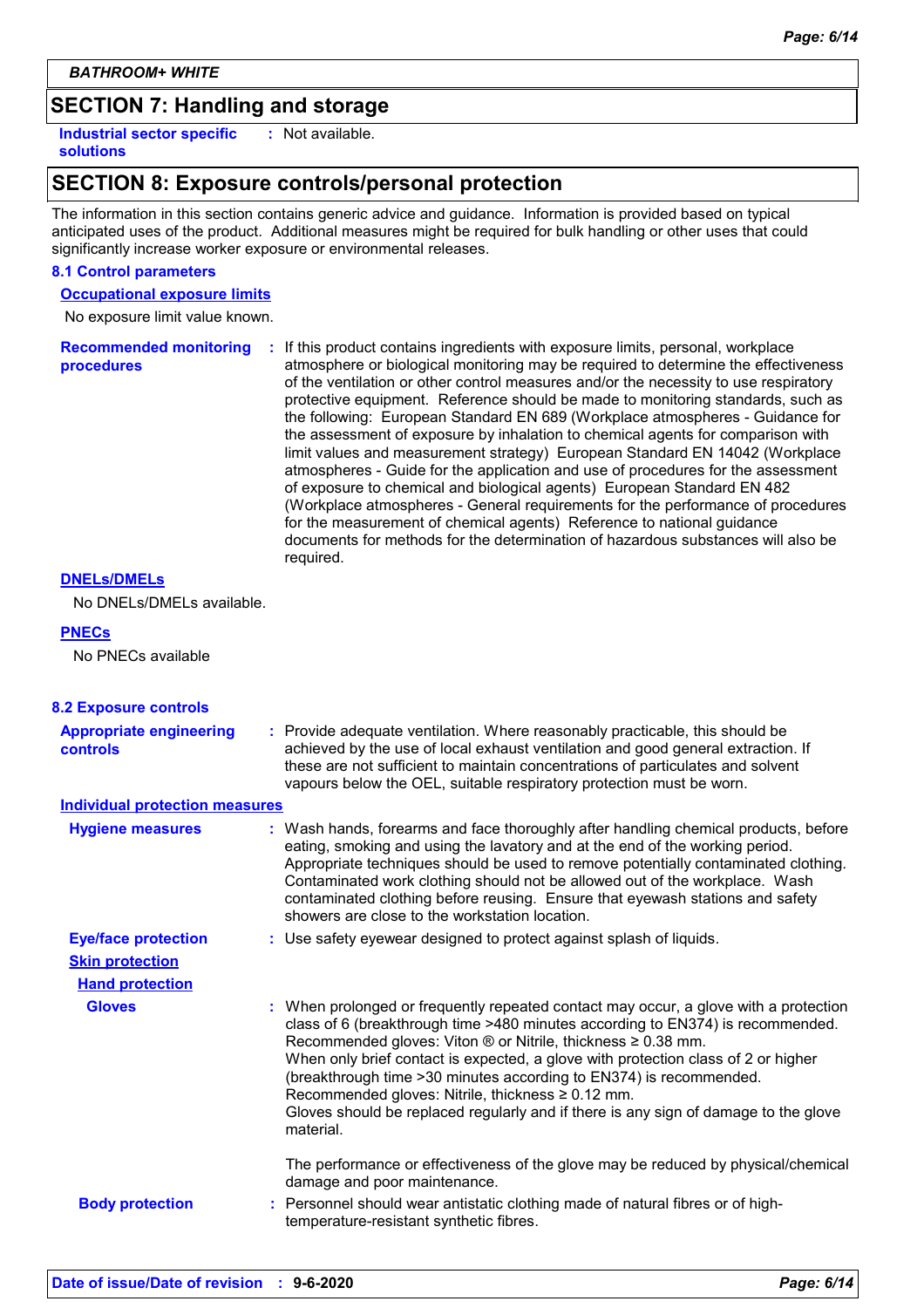*BATHROOM+ WHITE*

## SECTION 7: Handling and storage

**Industrial sector specific solutions** : Not available.

## SECTION 8: Exposure controls/personal protection

The information in this section contains generic advice and guidance. Information is provided based on typical anticipated uses of the product. Additional measures might be required for bulk handling or other uses that could significantly increase worker exposure or environmental releases.

### 8.1 Control parameters

**Occupational exposure limits**

No exposure limit value known.

**Recommended monitoring procedures** : If this product contains ingredients with exposure limits, personal, workplace atmosphere or biological monitoring may be required to determine the effectiveness of the ventilation or other control measures and/or the necessity to use respiratory protective equipment. Reference should be made to monitoring standards, such as the following: European Standard EN 689 (Workplace atmospheres - Guidance for the assessment of exposure by inhalation to chemical agents for comparison with limit values and measurement strategy) European Standard EN 14042 (Workplace atmospheres - Guide for the application and use of procedures for the assessment of exposure to chemical and biological agents) European Standard EN 482 (Workplace atmospheres - General requirements for the performance of procedures for the measurement of chemical agents) Reference to national guidance documents for methods for the determination of hazardous substances will also be required.

**DNELs/DMELs**

No DNELs/DMELs available.

**PNECs**

No PNECs available

### 8.2 Exposure controls

**Appropriate engineering controls** : Provide adequate ventilation. Where reasonably practicable, this should be achieved by the use of local exhaust ventilation and good general extraction. If these are not sufficient to maintain concentrations of particulates and solvent vapours below the OEL, suitable respiratory protection must be worn.

**Individual protection measures**

**Hygiene measures** : Wash hands, forearms and face thoroughly after handling chemical products, before eating, smoking and using the lavatory and at the end of the working period. Appropriate techniques should be used to remove potentially contaminated clothing. Contaminated work clothing should not be allowed out of the workplace. Wash contaminated clothing before reusing. Ensure that eyewash stations and safety showers are close to the workstation location.

**Eye/face protection** : Use safety eyewear designed to protect against splash of liquids.

**Skin protection**

**Hand protection**

**Gloves** : When prolonged or frequently repeated contact may occur, a glove with a protection class of 6 (breakthrough time >480 minutes according to EN374) is recommended. Recommended gloves: Viton ® or Nitrile, thickness ≥ 0.38 mm.
When only brief contact is expected, a glove with protection class of 2 or higher (breakthrough time >30 minutes according to EN374) is recommended.
Recommended gloves: Nitrile, thickness ≥ 0.12 mm.
Gloves should be replaced regularly and if there is any sign of damage to the glove material.

The performance or effectiveness of the glove may be reduced by physical/chemical damage and poor maintenance.

**Body protection** : Personnel should wear antistatic clothing made of natural fibres or of high-temperature-resistant synthetic fibres.

**Date of issue/Date of revision** : **9-6-2020**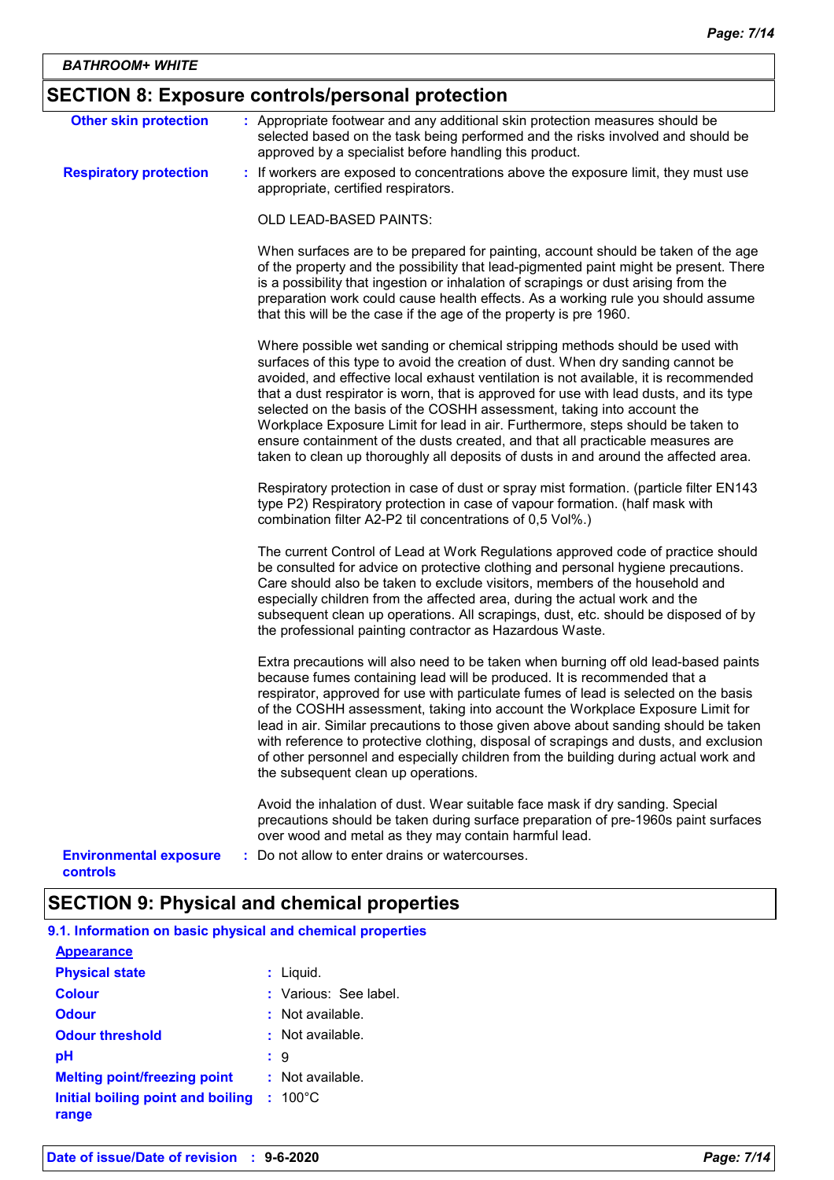BATHROOM+ WHITE

## SECTION 8: Exposure controls/personal protection

**Other skin protection** : Appropriate footwear and any additional skin protection measures should be selected based on the task being performed and the risks involved and should be approved by a specialist before handling this product.

**Respiratory protection** : If workers are exposed to concentrations above the exposure limit, they must use appropriate, certified respirators.

OLD LEAD-BASED PAINTS:

When surfaces are to be prepared for painting, account should be taken of the age of the property and the possibility that lead-pigmented paint might be present. There is a possibility that ingestion or inhalation of scrapings or dust arising from the preparation work could cause health effects. As a working rule you should assume that this will be the case if the age of the property is pre 1960.

Where possible wet sanding or chemical stripping methods should be used with surfaces of this type to avoid the creation of dust. When dry sanding cannot be avoided, and effective local exhaust ventilation is not available, it is recommended that a dust respirator is worn, that is approved for use with lead dusts, and its type selected on the basis of the COSHH assessment, taking into account the Workplace Exposure Limit for lead in air. Furthermore, steps should be taken to ensure containment of the dusts created, and that all practicable measures are taken to clean up thoroughly all deposits of dusts in and around the affected area.

Respiratory protection in case of dust or spray mist formation. (particle filter EN143 type P2) Respiratory protection in case of vapour formation. (half mask with combination filter A2-P2 til concentrations of 0,5 Vol%.)

The current Control of Lead at Work Regulations approved code of practice should be consulted for advice on protective clothing and personal hygiene precautions. Care should also be taken to exclude visitors, members of the household and especially children from the affected area, during the actual work and the subsequent clean up operations. All scrapings, dust, etc. should be disposed of by the professional painting contractor as Hazardous Waste.

Extra precautions will also need to be taken when burning off old lead-based paints because fumes containing lead will be produced. It is recommended that a respirator, approved for use with particulate fumes of lead is selected on the basis of the COSHH assessment, taking into account the Workplace Exposure Limit for lead in air. Similar precautions to those given above about sanding should be taken with reference to protective clothing, disposal of scrapings and dusts, and exclusion of other personnel and especially children from the building during actual work and the subsequent clean up operations.

Avoid the inhalation of dust. Wear suitable face mask if dry sanding. Special precautions should be taken during surface preparation of pre-1960s paint surfaces over wood and metal as they may contain harmful lead.

**Environmental exposure controls** : Do not allow to enter drains or watercourses.

## SECTION 9: Physical and chemical properties

### 9.1. Information on basic physical and chemical properties

**Appearance**

**Physical state** : Liquid.

**Colour** : Various: See label.

**Odour** : Not available.

**Odour threshold** : Not available.

**pH** : 9

**Melting point/freezing point** : Not available.

**Initial boiling point and boiling range** : 100°C

**Date of issue/Date of revision** : 9-6-2020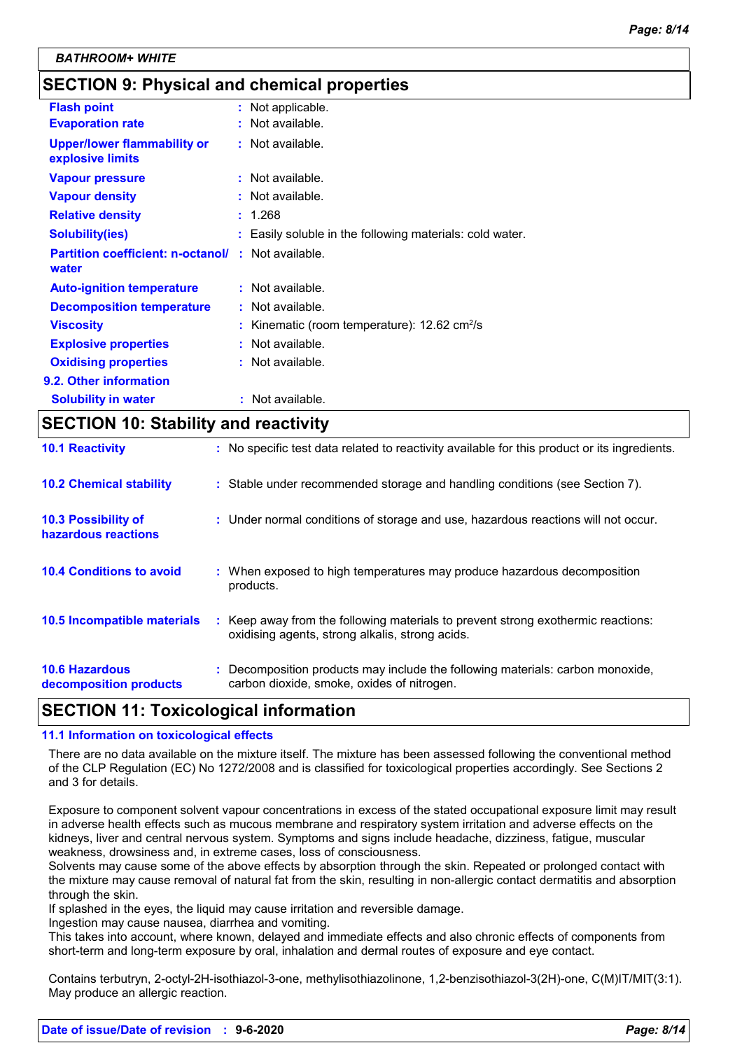## SECTION 9: Physical and chemical properties

| | |
|---|---|
| **Flash point** | : Not applicable. |
| **Evaporation rate** | : Not available. |
| **Upper/lower flammability or explosive limits** | : Not available. |
| **Vapour pressure** | : Not available. |
| **Vapour density** | : Not available. |
| **Relative density** | : 1.268 |
| **Solubility(ies)** | : Easily soluble in the following materials: cold water. |
| **Partition coefficient: n-octanol/ water** | : Not available. |
| **Auto-ignition temperature** | : Not available. |
| **Decomposition temperature** | : Not available. |
| **Viscosity** | : Kinematic (room temperature): 12.62 $cm^2/s$ |
| **Explosive properties** | : Not available. |
| **Oxidising properties** | : Not available. |

**9.2. Other information**

| | |
|---|---|
| **Solubility in water** | : Not available. |

## SECTION 10: Stability and reactivity

| | |
|---|---|
| **10.1 Reactivity** | : No specific test data related to reactivity available for this product or its ingredients. |
| **10.2 Chemical stability** | : Stable under recommended storage and handling conditions (see Section 7). |
| **10.3 Possibility of hazardous reactions** | : Under normal conditions of storage and use, hazardous reactions will not occur. |
| **10.4 Conditions to avoid** | : When exposed to high temperatures may produce hazardous decomposition products. |
| **10.5 Incompatible materials** | : Keep away from the following materials to prevent strong exothermic reactions: oxidising agents, strong alkalis, strong acids. |
| **10.6 Hazardous decomposition products** | : Decomposition products may include the following materials: carbon monoxide, carbon dioxide, smoke, oxides of nitrogen. |

## SECTION 11: Toxicological information

### 11.1 Information on toxicological effects

There are no data available on the mixture itself. The mixture has been assessed following the conventional method of the CLP Regulation (EC) No 1272/2008 and is classified for toxicological properties accordingly. See Sections 2 and 3 for details.

Exposure to component solvent vapour concentrations in excess of the stated occupational exposure limit may result in adverse health effects such as mucous membrane and respiratory system irritation and adverse effects on the kidneys, liver and central nervous system. Symptoms and signs include headache, dizziness, fatigue, muscular weakness, drowsiness and, in extreme cases, loss of consciousness.
Solvents may cause some of the above effects by absorption through the skin. Repeated or prolonged contact with the mixture may cause removal of natural fat from the skin, resulting in non-allergic contact dermatitis and absorption through the skin.
If splashed in the eyes, the liquid may cause irritation and reversible damage.
Ingestion may cause nausea, diarrhea and vomiting.
This takes into account, where known, delayed and immediate effects and also chronic effects of components from short-term and long-term exposure by oral, inhalation and dermal routes of exposure and eye contact.

Contains terbutryn, 2-octyl-2H-isothiazol-3-one, methylisothiazolinone, 1,2-benzisothiazol-3(2H)-one, C(M)IT/MIT(3:1). May produce an allergic reaction.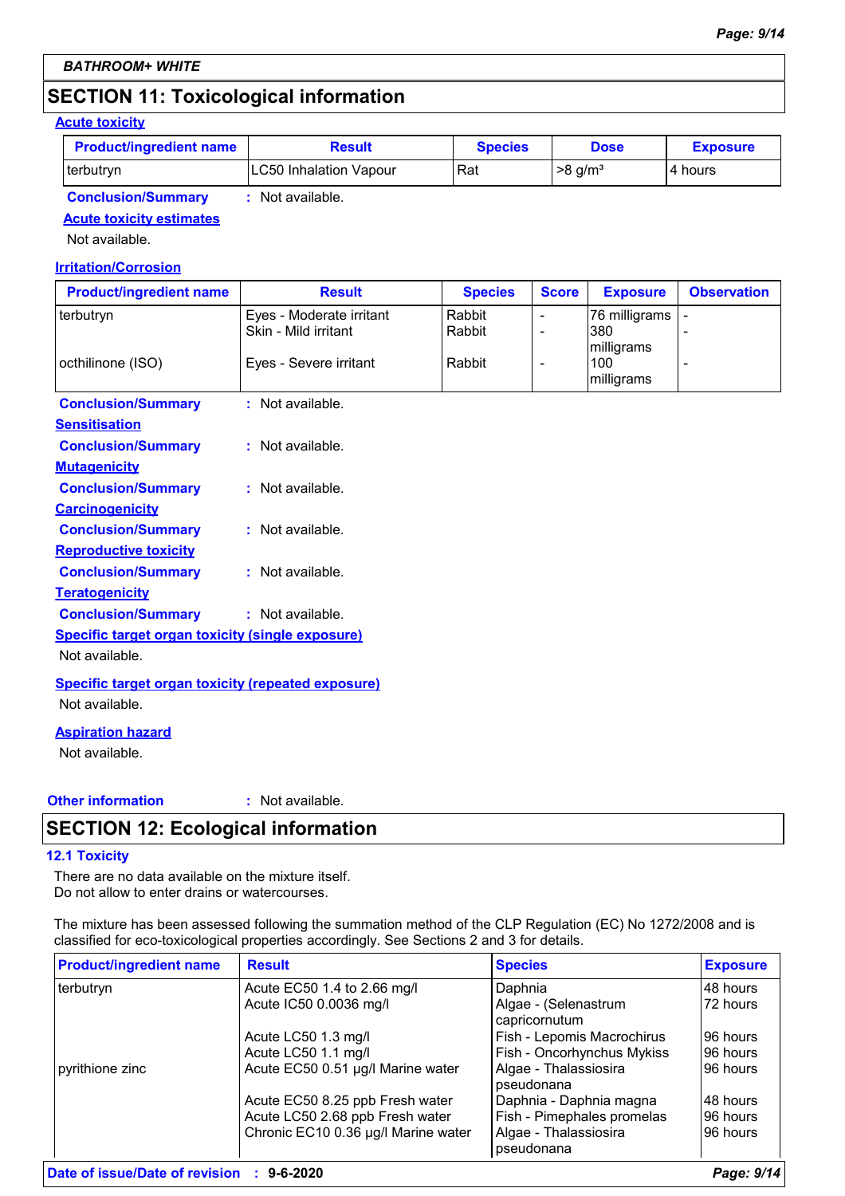**BATHROOM+ WHITE**

## SECTION 11: Toxicological information

**Acute toxicity**

| Product/ingredient name | Result | Species | Dose | Exposure |
|---|---|---|---|---|
| terbutryn | LC50 Inhalation Vapour | Rat | >8 g/m³ | 4 hours |

**Conclusion/Summary** : Not available.

**Acute toxicity estimates**

Not available.

**Irritation/Corrosion**

| Product/ingredient name | Result | Species | Score | Exposure | Observation |
|---|---|---|---|---|---|
| terbutryn | Eyes - Moderate irritant | Rabbit | - | 76 milligrams | - |
| | Skin - Mild irritant | Rabbit | - | 380 milligrams | - |
| octhilinone (ISO) | Eyes - Severe irritant | Rabbit | - | 100 milligrams | - |

**Conclusion/Summary** : Not available.

**Sensitisation**

**Conclusion/Summary** : Not available.

**Mutagenicity**

**Conclusion/Summary** : Not available.

**Carcinogenicity**

**Conclusion/Summary** : Not available.

**Reproductive toxicity**

**Conclusion/Summary** : Not available.

**Teratogenicity**

**Conclusion/Summary** : Not available.

**Specific target organ toxicity (single exposure)**

Not available.

**Specific target organ toxicity (repeated exposure)**

Not available.

**Aspiration hazard**

Not available.

**Other information** : Not available.

## SECTION 12: Ecological information

**12.1 Toxicity**

There are no data available on the mixture itself.
Do not allow to enter drains or watercourses.

The mixture has been assessed following the summation method of the CLP Regulation (EC) No 1272/2008 and is classified for eco-toxicological properties accordingly. See Sections 2 and 3 for details.

| Product/ingredient name | Result | Species | Exposure |
|---|---|---|---|
| terbutryn | Acute EC50 1.4 to 2.66 mg/l | Daphnia | 48 hours |
| | Acute IC50 0.0036 mg/l | Algae - (Selenastrum capricornutum | 72 hours |
| | Acute LC50 1.3 mg/l | Fish - Lepomis Macrochirus | 96 hours |
| | Acute LC50 1.1 mg/l | Fish - Oncorhynchus Mykiss | 96 hours |
| pyrithione zinc | Acute EC50 0.51 µg/l Marine water | Algae - Thalassiosira pseudonana | 96 hours |
| | Acute EC50 8.25 ppb Fresh water | Daphnia - Daphnia magna | 48 hours |
| | Acute LC50 2.68 ppb Fresh water | Fish - Pimephales promelas | 96 hours |
| | Chronic EC10 0.36 µg/l Marine water | Algae - Thalassiosira pseudonana | 96 hours |

**Date of issue/Date of revision** : **9-6-2020**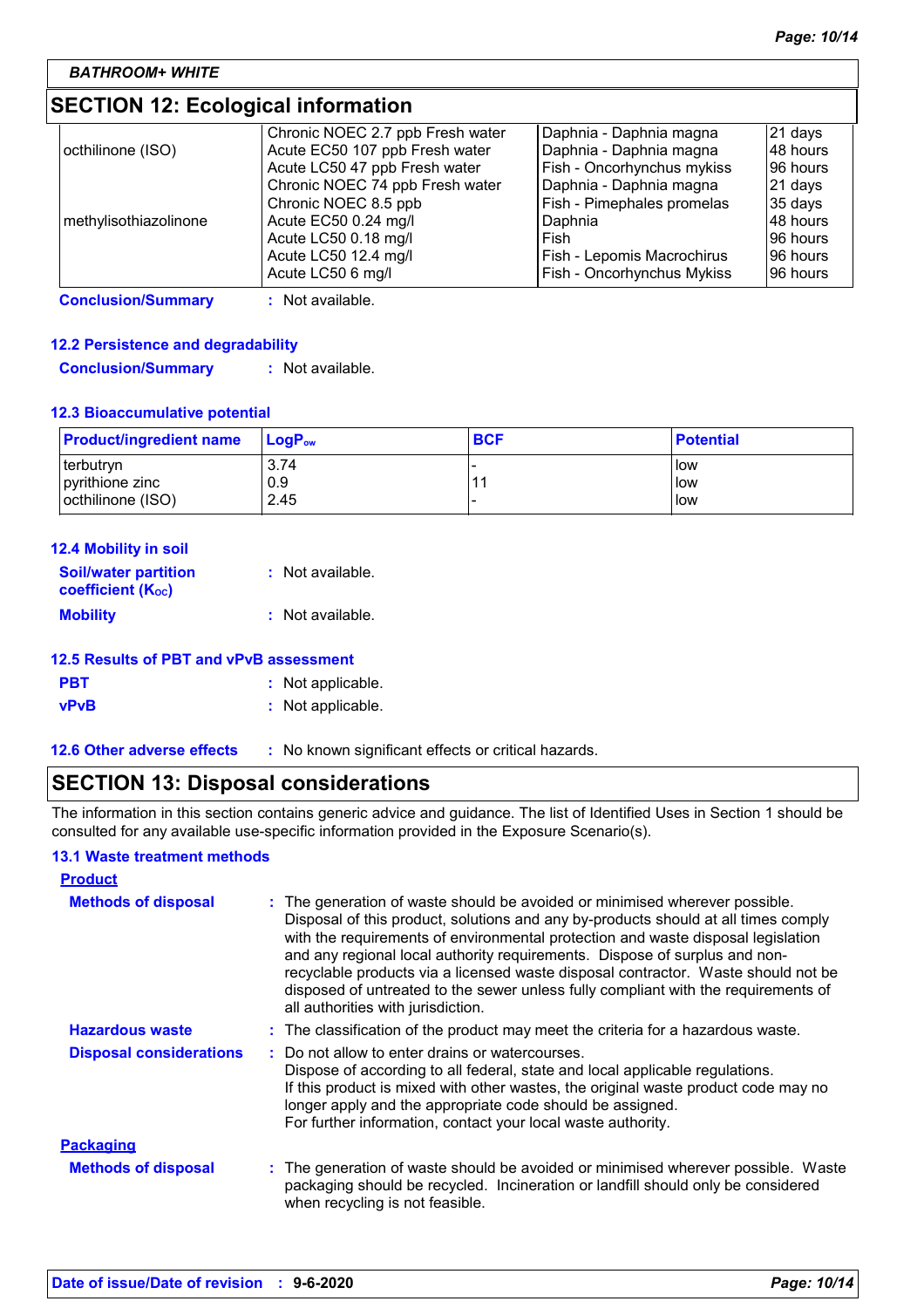BATHROOM+ WHITE

## SECTION 12: Ecological information

| | | | |
|---|---|---|---|
| octhilinone (ISO) | Chronic NOEC 2.7 ppb Fresh water | Daphnia - Daphnia magna | 21 days |
| | Acute EC50 107 ppb Fresh water | Daphnia - Daphnia magna | 48 hours |
| | Acute LC50 47 ppb Fresh water | Fish - Oncorhynchus mykiss | 96 hours |
| | Chronic NOEC 74 ppb Fresh water | Daphnia - Daphnia magna | 21 days |
| | Chronic NOEC 8.5 ppb | Fish - Pimephales promelas | 35 days |
| methylisothiazolinone | Acute EC50 0.24 mg/l | Daphnia | 48 hours |
| | Acute LC50 0.18 mg/l | Fish | 96 hours |
| | Acute LC50 12.4 mg/l | Fish - Lepomis Macrochirus | 96 hours |
| | Acute LC50 6 mg/l | Fish - Oncorhynchus Mykiss | 96 hours |

**Conclusion/Summary** : Not available.

### 12.2 Persistence and degradability

**Conclusion/Summary** : Not available.

### 12.3 Bioaccumulative potential

| Product/ingredient name | $LogP_{ow}$ | BCF | Potential |
|---|---|---|---|
| terbutryn | 3.74 | - | low |
| pyrithione zinc | 0.9 | 11 | low |
| octhilinone (ISO) | 2.45 | - | low |

### 12.4 Mobility in soil

**Soil/water partition coefficient ($K_{OC}$)** : Not available.

**Mobility** : Not available.

### 12.5 Results of PBT and vPvB assessment

**PBT** : Not applicable.

**vPvB** : Not applicable.

### 12.6 Other adverse effects

: No known significant effects or critical hazards.

## SECTION 13: Disposal considerations

The information in this section contains generic advice and guidance. The list of Identified Uses in Section 1 should be consulted for any available use-specific information provided in the Exposure Scenario(s).

### 13.1 Waste treatment methods

**Product**

**Methods of disposal** : The generation of waste should be avoided or minimised wherever possible. Disposal of this product, solutions and any by-products should at all times comply with the requirements of environmental protection and waste disposal legislation and any regional local authority requirements. Dispose of surplus and non-recyclable products via a licensed waste disposal contractor. Waste should not be disposed of untreated to the sewer unless fully compliant with the requirements of all authorities with jurisdiction.

**Hazardous waste** : The classification of the product may meet the criteria for a hazardous waste.

**Disposal considerations** : Do not allow to enter drains or watercourses.
Dispose of according to all federal, state and local applicable regulations.
If this product is mixed with other wastes, the original waste product code may no longer apply and the appropriate code should be assigned.
For further information, contact your local waste authority.

**Packaging**

**Methods of disposal** : The generation of waste should be avoided or minimised wherever possible. Waste packaging should be recycled. Incineration or landfill should only be considered when recycling is not feasible.

**Date of issue/Date of revision** : 9-6-2020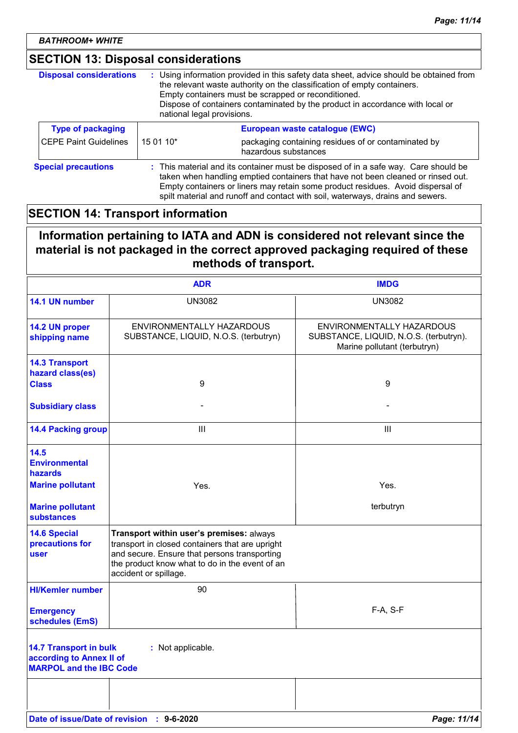**BATHROOM+ WHITE**

## SECTION 13: Disposal considerations

**Disposal considerations** : Using information provided in this safety data sheet, advice should be obtained from the relevant waste authority on the classification of empty containers.
Empty containers must be scrapped or reconditioned.
Dispose of containers contaminated by the product in accordance with local or national legal provisions.

| Type of packaging | European waste catalogue (EWC) | |
|---|---|---|
| CEPE Paint Guidelines | 15 01 10* | packaging containing residues of or contaminated by hazardous substances |

**Special precautions** : This material and its container must be disposed of in a safe way. Care should be taken when handling emptied containers that have not been cleaned or rinsed out. Empty containers or liners may retain some product residues. Avoid dispersal of spilt material and runoff and contact with soil, waterways, drains and sewers.

## SECTION 14: Transport information

**Information pertaining to IATA and ADN is considered not relevant since the material is not packaged in the correct approved packaging required of these methods of transport.**

| | ADR | IMDG |
|---|---|---|
| **14.1 UN number** | UN3082 | UN3082 |
| **14.2 UN proper shipping name** | ENVIRONMENTALLY HAZARDOUS SUBSTANCE, LIQUID, N.O.S. (terbutryn) | ENVIRONMENTALLY HAZARDOUS SUBSTANCE, LIQUID, N.O.S. (terbutryn). Marine pollutant (terbutryn) |
| **14.3 Transport hazard class(es)** **Class** | 9 | 9 |
| **Subsidiary class** | - | - |
| **14.4 Packing group** | III | III |
| **14.5 Environmental hazards** **Marine pollutant** | Yes. | Yes. |
| **Marine pollutant substances** | | terbutryn |
| **14.6 Special precautions for user** | **Transport within user's premises:** always transport in closed containers that are upright and secure. Ensure that persons transporting the product know what to do in the event of an accident or spillage. | |
| **HI/Kemler number** | 90 | |
| **Emergency schedules (EmS)** | | F-A, S-F |

**14.7 Transport in bulk according to Annex II of MARPOL and the IBC Code** : Not applicable.

**Date of issue/Date of revision** : **9-6-2020**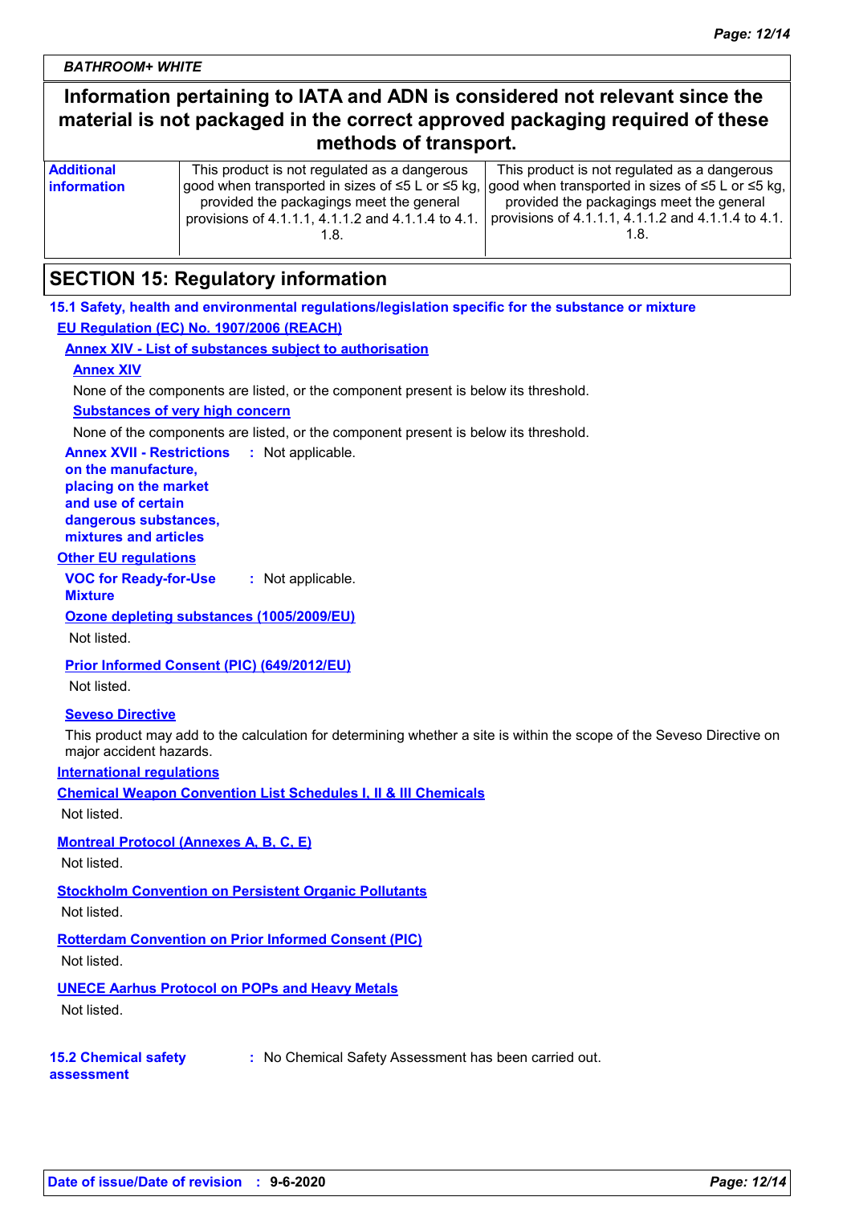**BATHROOM+ WHITE**

**Information pertaining to IATA and ADN is considered not relevant since the material is not packaged in the correct approved packaging required of these methods of transport.**

| Additional information | This product is not regulated as a dangerous good when transported in sizes of ≤5 L or ≤5 kg, provided the packagings meet the general provisions of 4.1.1.1, 4.1.1.2 and 4.1.1.4 to 4.1.1.8. | This product is not regulated as a dangerous good when transported in sizes of ≤5 L or ≤5 kg, provided the packagings meet the general provisions of 4.1.1.1, 4.1.1.2 and 4.1.1.4 to 4.1.1.8. |
|---|---|---|

## SECTION 15: Regulatory information

**15.1 Safety, health and environmental regulations/legislation specific for the substance or mixture**

**EU Regulation (EC) No. 1907/2006 (REACH)**

**Annex XIV - List of substances subject to authorisation**

**Annex XIV**

None of the components are listed, or the component present is below its threshold.

**Substances of very high concern**

None of the components are listed, or the component present is below its threshold.

**Annex XVII - Restrictions on the manufacture, placing on the market and use of certain dangerous substances, mixtures and articles** : Not applicable.

**Other EU regulations**

**VOC for Ready-for-Use Mixture** : Not applicable.

**Ozone depleting substances (1005/2009/EU)**

Not listed.

**Prior Informed Consent (PIC) (649/2012/EU)**

Not listed.

**Seveso Directive**

This product may add to the calculation for determining whether a site is within the scope of the Seveso Directive on major accident hazards.

**International regulations**

**Chemical Weapon Convention List Schedules I, II & III Chemicals**

Not listed.

**Montreal Protocol (Annexes A, B, C, E)**

Not listed.

**Stockholm Convention on Persistent Organic Pollutants**

Not listed.

**Rotterdam Convention on Prior Informed Consent (PIC)**

Not listed.

**UNECE Aarhus Protocol on POPs and Heavy Metals**

Not listed.

**15.2 Chemical safety assessment** : No Chemical Safety Assessment has been carried out.

**Date of issue/Date of revision** : **9-6-2020**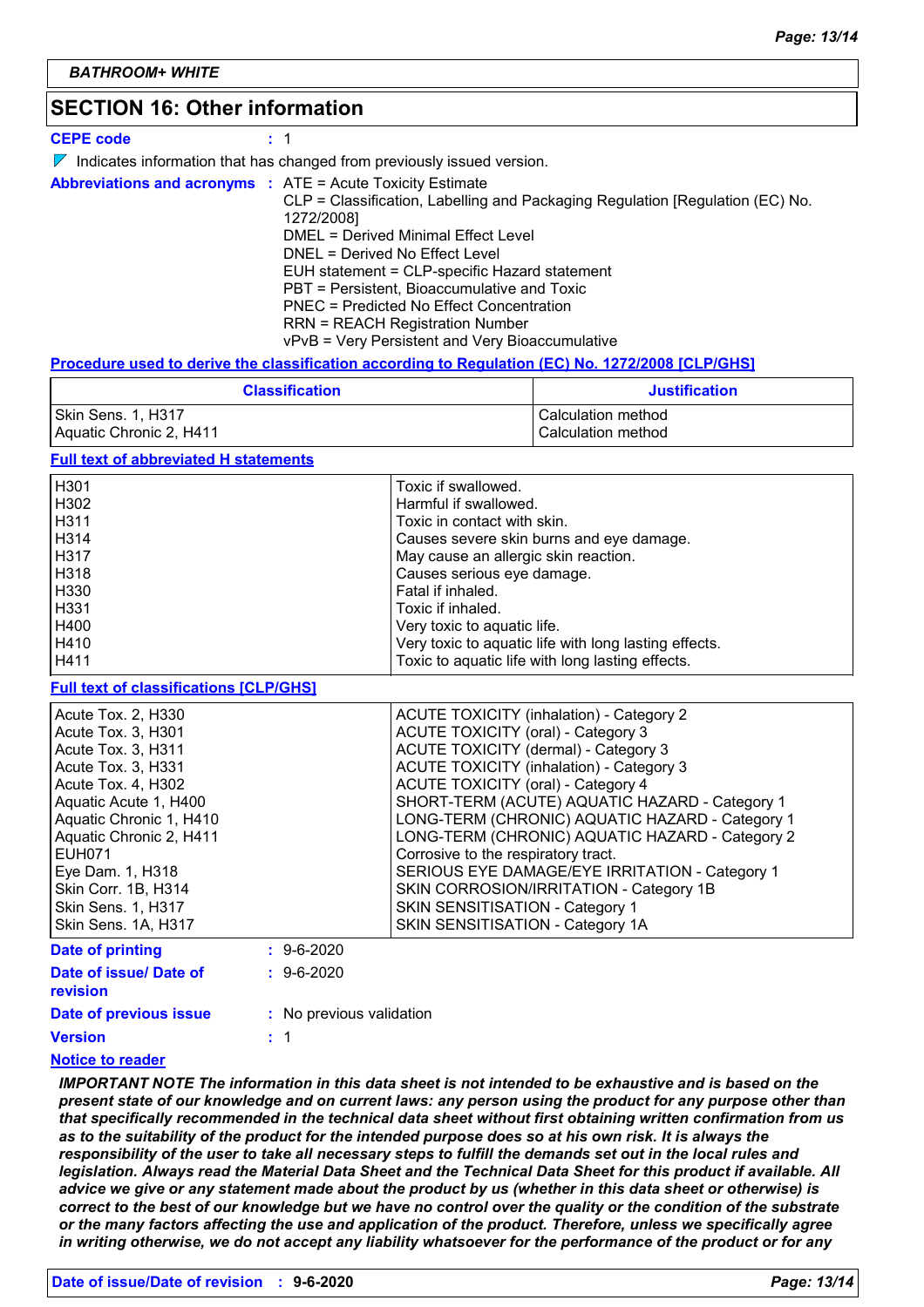**BATHROOM+ WHITE**

## SECTION 16: Other information

**CEPE code** : 1

◤ Indicates information that has changed from previously issued version.

**Abbreviations and acronyms** : ATE = Acute Toxicity Estimate
CLP = Classification, Labelling and Packaging Regulation [Regulation (EC) No. 1272/2008]
DMEL = Derived Minimal Effect Level
DNEL = Derived No Effect Level
EUH statement = CLP-specific Hazard statement
PBT = Persistent, Bioaccumulative and Toxic
PNEC = Predicted No Effect Concentration
RRN = REACH Registration Number
vPvB = Very Persistent and Very Bioaccumulative

**Procedure used to derive the classification according to Regulation (EC) No. 1272/2008 [CLP/GHS]**

| Classification | Justification |
|---|---|
| Skin Sens. 1, H317 | Calculation method |
| Aquatic Chronic 2, H411 | Calculation method |

**Full text of abbreviated H statements**

| | |
|---|---|
| H301 | Toxic if swallowed. |
| H302 | Harmful if swallowed. |
| H311 | Toxic in contact with skin. |
| H314 | Causes severe skin burns and eye damage. |
| H317 | May cause an allergic skin reaction. |
| H318 | Causes serious eye damage. |
| H330 | Fatal if inhaled. |
| H331 | Toxic if inhaled. |
| H400 | Very toxic to aquatic life. |
| H410 | Very toxic to aquatic life with long lasting effects. |
| H411 | Toxic to aquatic life with long lasting effects. |

**Full text of classifications [CLP/GHS]**

| | |
|---|---|
| Acute Tox. 2, H330 | ACUTE TOXICITY (inhalation) - Category 2 |
| Acute Tox. 3, H301 | ACUTE TOXICITY (oral) - Category 3 |
| Acute Tox. 3, H311 | ACUTE TOXICITY (dermal) - Category 3 |
| Acute Tox. 3, H331 | ACUTE TOXICITY (inhalation) - Category 3 |
| Acute Tox. 4, H302 | ACUTE TOXICITY (oral) - Category 4 |
| Aquatic Acute 1, H400 | SHORT-TERM (ACUTE) AQUATIC HAZARD - Category 1 |
| Aquatic Chronic 1, H410 | LONG-TERM (CHRONIC) AQUATIC HAZARD - Category 1 |
| Aquatic Chronic 2, H411 | LONG-TERM (CHRONIC) AQUATIC HAZARD - Category 2 |
| EUH071 | Corrosive to the respiratory tract. |
| Eye Dam. 1, H318 | SERIOUS EYE DAMAGE/EYE IRRITATION - Category 1 |
| Skin Corr. 1B, H314 | SKIN CORROSION/IRRITATION - Category 1B |
| Skin Sens. 1, H317 | SKIN SENSITISATION - Category 1 |
| Skin Sens. 1A, H317 | SKIN SENSITISATION - Category 1A |

**Date of printing** : 9-6-2020

**Date of issue/ Date of revision** : 9-6-2020

**Date of previous issue** : No previous validation

**Version** : 1

**Notice to reader**

***IMPORTANT NOTE The information in this data sheet is not intended to be exhaustive and is based on the present state of our knowledge and on current laws: any person using the product for any purpose other than that specifically recommended in the technical data sheet without first obtaining written confirmation from us as to the suitability of the product for the intended purpose does so at his own risk. It is always the responsibility of the user to take all necessary steps to fulfill the demands set out in the local rules and legislation. Always read the Material Data Sheet and the Technical Data Sheet for this product if available. All advice we give or any statement made about the product by us (whether in this data sheet or otherwise) is correct to the best of our knowledge but we have no control over the quality or the condition of the substrate or the many factors affecting the use and application of the product. Therefore, unless we specifically agree in writing otherwise, we do not accept any liability whatsoever for the performance of the product or for any***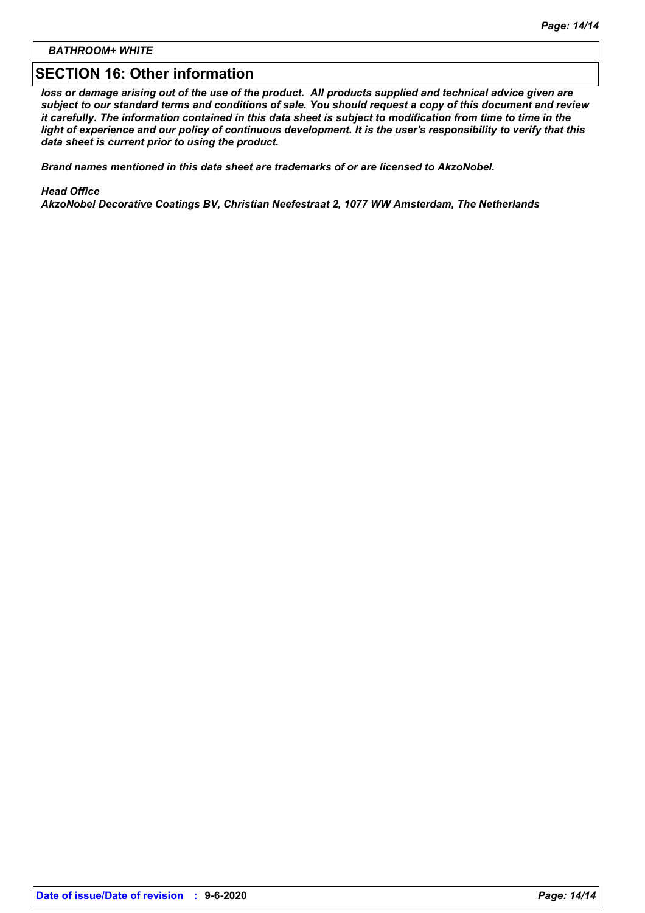## SECTION 16: Other information

***loss or damage arising out of the use of the product. All products supplied and technical advice given are subject to our standard terms and conditions of sale. You should request a copy of this document and review it carefully. The information contained in this data sheet is subject to modification from time to time in the light of experience and our policy of continuous development. It is the user's responsibility to verify that this data sheet is current prior to using the product.***

***Brand names mentioned in this data sheet are trademarks of or are licensed to AkzoNobel.***

***Head Office***
***AkzoNobel Decorative Coatings BV, Christian Neefestraat 2, 1077 WW Amsterdam, The Netherlands***